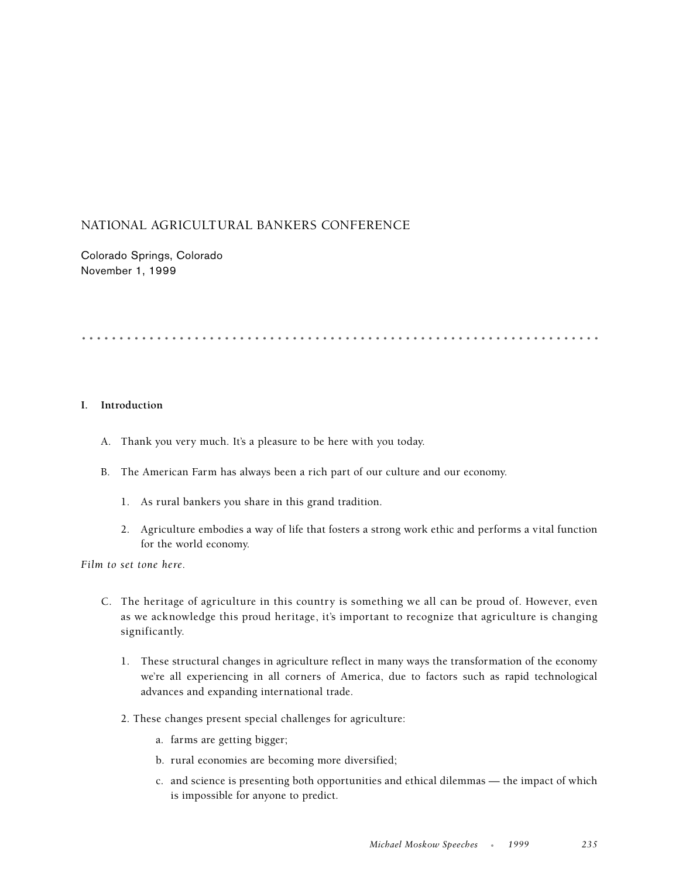# NATIONAL AGRICULTURAL BANKERS CONFERENCE

Colorado Springs, Colorado
November 1, 1999

## I. Introduction

A. Thank you very much. It's a pleasure to be here with you today.

B. The American Farm has always been a rich part of our culture and our economy.

1. As rural bankers you share in this grand tradition.

2. Agriculture embodies a way of life that fosters a strong work ethic and performs a vital function for the world economy.

*Film to set tone here.*

C. The heritage of agriculture in this country is something we all can be proud of. However, even as we acknowledge this proud heritage, it's important to recognize that agriculture is changing significantly.

1. These structural changes in agriculture reflect in many ways the transformation of the economy we're all experiencing in all corners of America, due to factors such as rapid technological advances and expanding international trade.

2. These changes present special challenges for agriculture:

a. farms are getting bigger;

b. rural economies are becoming more diversified;

c. and science is presenting both opportunities and ethical dilemmas — the impact of which is impossible for anyone to predict.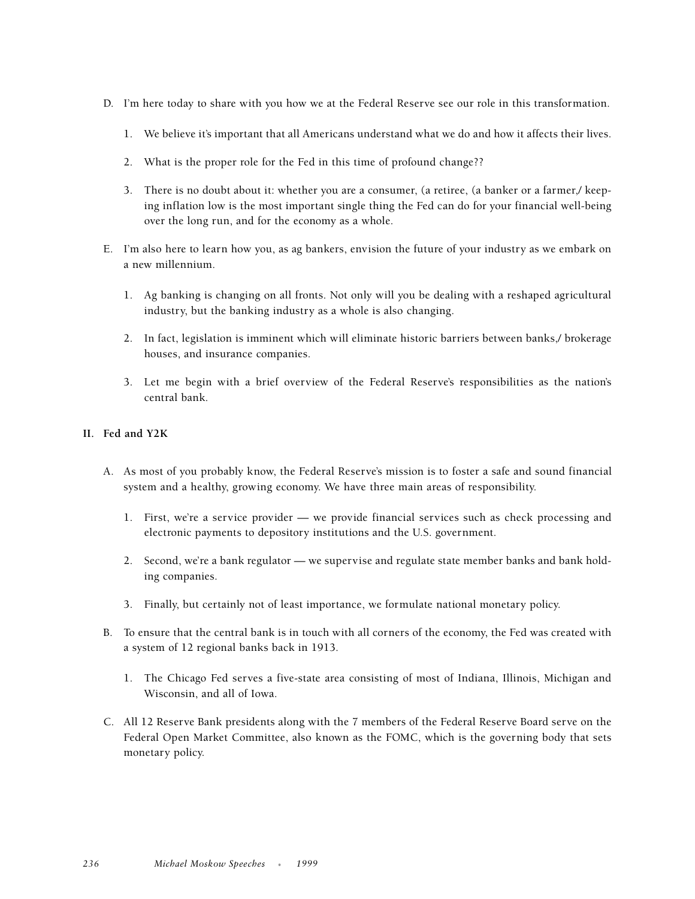D. I'm here today to share with you how we at the Federal Reserve see our role in this transformation.

   1. We believe it's important that all Americans understand what we do and how it affects their lives.

   2. What is the proper role for the Fed in this time of profound change??

   3. There is no doubt about it: whether you are a consumer, (a retiree, (a banker or a farmer,/ keeping inflation low is the most important single thing the Fed can do for your financial well-being over the long run, and for the economy as a whole.

E. I'm also here to learn how you, as ag bankers, envision the future of your industry as we embark on a new millennium.

   1. Ag banking is changing on all fronts. Not only will you be dealing with a reshaped agricultural industry, but the banking industry as a whole is also changing.

   2. In fact, legislation is imminent which will eliminate historic barriers between banks,/ brokerage houses, and insurance companies.

   3. Let me begin with a brief overview of the Federal Reserve's responsibilities as the nation's central bank.

**II. Fed and Y2K**

A. As most of you probably know, the Federal Reserve's mission is to foster a safe and sound financial system and a healthy, growing economy. We have three main areas of responsibility.

   1. First, we're a service provider — we provide financial services such as check processing and electronic payments to depository institutions and the U.S. government.

   2. Second, we're a bank regulator — we supervise and regulate state member banks and bank holding companies.

   3. Finally, but certainly not of least importance, we formulate national monetary policy.

B. To ensure that the central bank is in touch with all corners of the economy, the Fed was created with a system of 12 regional banks back in 1913.

   1. The Chicago Fed serves a five-state area consisting of most of Indiana, Illinois, Michigan and Wisconsin, and all of Iowa.

C. All 12 Reserve Bank presidents along with the 7 members of the Federal Reserve Board serve on the Federal Open Market Committee, also known as the FOMC, which is the governing body that sets monetary policy.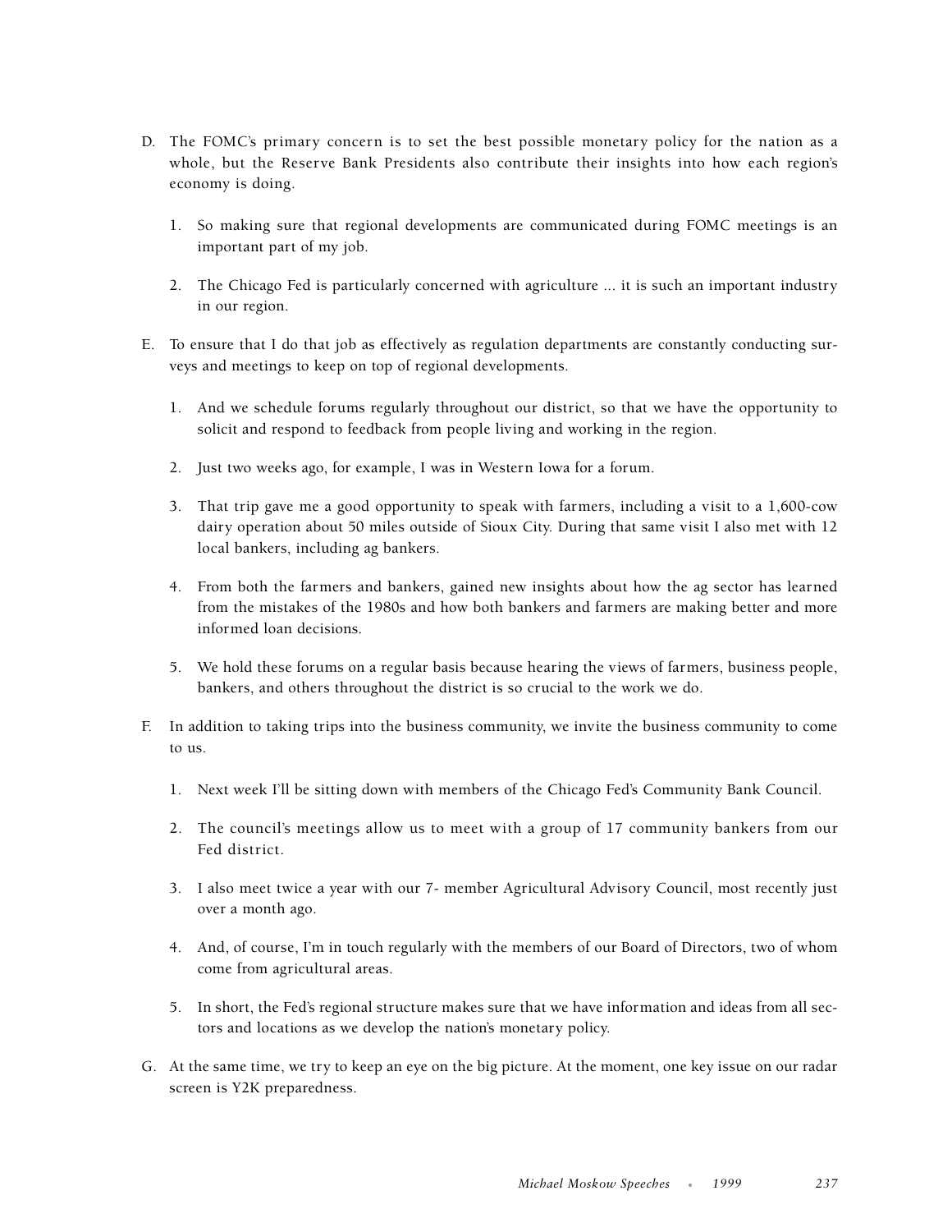D. The FOMC's primary concern is to set the best possible monetary policy for the nation as a whole, but the Reserve Bank Presidents also contribute their insights into how each region's economy is doing.

   1. So making sure that regional developments are communicated during FOMC meetings is an important part of my job.

   2. The Chicago Fed is particularly concerned with agriculture ... it is such an important industry in our region.

E. To ensure that I do that job as effectively as regulation departments are constantly conducting surveys and meetings to keep on top of regional developments.

   1. And we schedule forums regularly throughout our district, so that we have the opportunity to solicit and respond to feedback from people living and working in the region.

   2. Just two weeks ago, for example, I was in Western Iowa for a forum.

   3. That trip gave me a good opportunity to speak with farmers, including a visit to a 1,600-cow dairy operation about 50 miles outside of Sioux City. During that same visit I also met with 12 local bankers, including ag bankers.

   4. From both the farmers and bankers, gained new insights about how the ag sector has learned from the mistakes of the 1980s and how both bankers and farmers are making better and more informed loan decisions.

   5. We hold these forums on a regular basis because hearing the views of farmers, business people, bankers, and others throughout the district is so crucial to the work we do.

F. In addition to taking trips into the business community, we invite the business community to come to us.

   1. Next week I'll be sitting down with members of the Chicago Fed's Community Bank Council.

   2. The council's meetings allow us to meet with a group of 17 community bankers from our Fed district.

   3. I also meet twice a year with our 7- member Agricultural Advisory Council, most recently just over a month ago.

   4. And, of course, I'm in touch regularly with the members of our Board of Directors, two of whom come from agricultural areas.

   5. In short, the Fed's regional structure makes sure that we have information and ideas from all sectors and locations as we develop the nation's monetary policy.

G. At the same time, we try to keep an eye on the big picture. At the moment, one key issue on our radar screen is Y2K preparedness.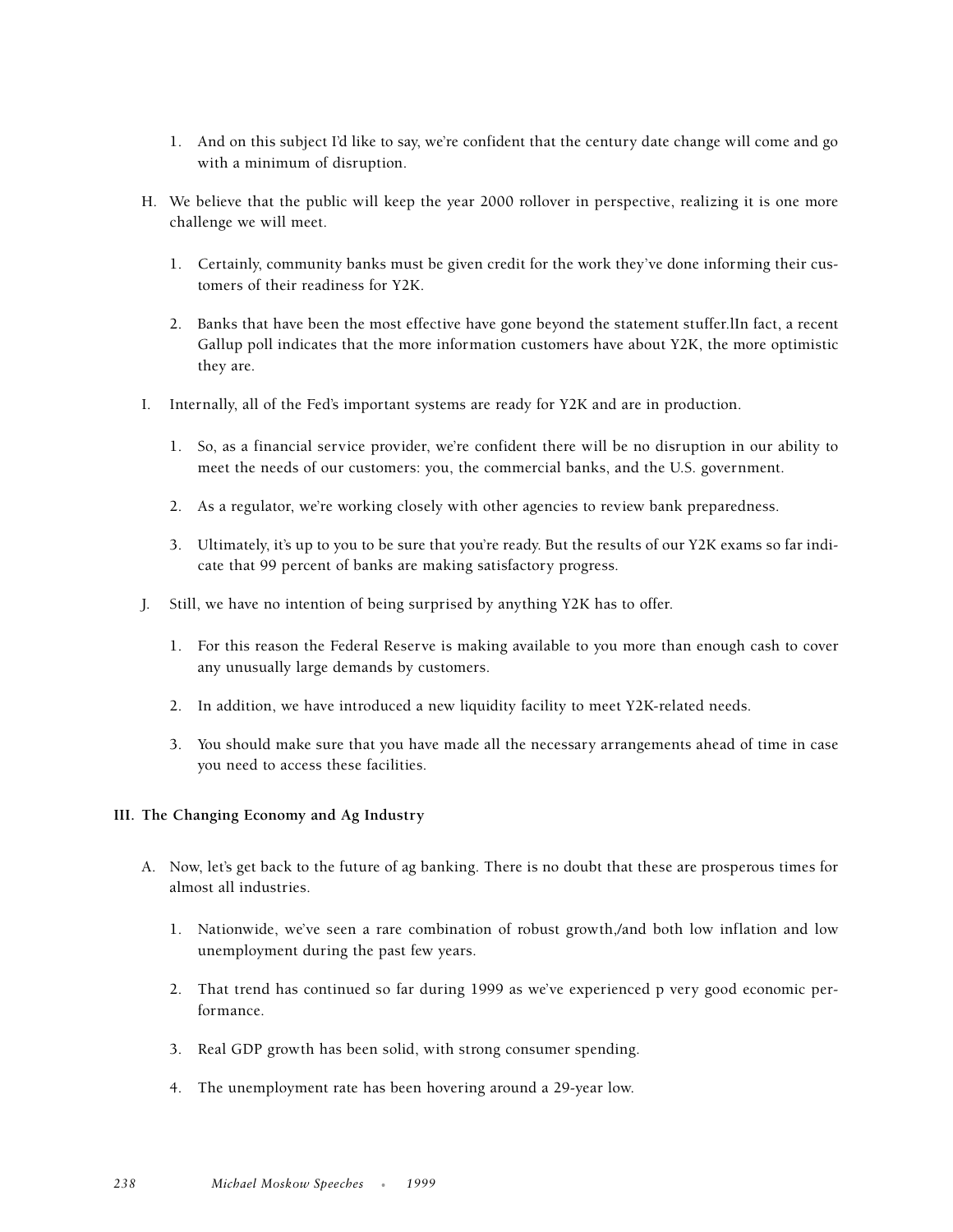1. And on this subject I'd like to say, we're confident that the century date change will come and go with a minimum of disruption.

H. We believe that the public will keep the year 2000 rollover in perspective, realizing it is one more challenge we will meet.

   1. Certainly, community banks must be given credit for the work they've done informing their customers of their readiness for Y2K.

   2. Banks that have been the most effective have gone beyond the statement stuffer.lIn fact, a recent Gallup poll indicates that the more information customers have about Y2K, the more optimistic they are.

I. Internally, all of the Fed's important systems are ready for Y2K and are in production.

   1. So, as a financial service provider, we're confident there will be no disruption in our ability to meet the needs of our customers: you, the commercial banks, and the U.S. government.

   2. As a regulator, we're working closely with other agencies to review bank preparedness.

   3. Ultimately, it's up to you to be sure that you're ready. But the results of our Y2K exams so far indicate that 99 percent of banks are making satisfactory progress.

J. Still, we have no intention of being surprised by anything Y2K has to offer.

   1. For this reason the Federal Reserve is making available to you more than enough cash to cover any unusually large demands by customers.

   2. In addition, we have introduced a new liquidity facility to meet Y2K-related needs.

   3. You should make sure that you have made all the necessary arrangements ahead of time in case you need to access these facilities.

## III. The Changing Economy and Ag Industry

A. Now, let's get back to the future of ag banking. There is no doubt that these are prosperous times for almost all industries.

   1. Nationwide, we've seen a rare combination of robust growth,/and both low inflation and low unemployment during the past few years.

   2. That trend has continued so far during 1999 as we've experienced p very good economic performance.

   3. Real GDP growth has been solid, with strong consumer spending.

   4. The unemployment rate has been hovering around a 29-year low.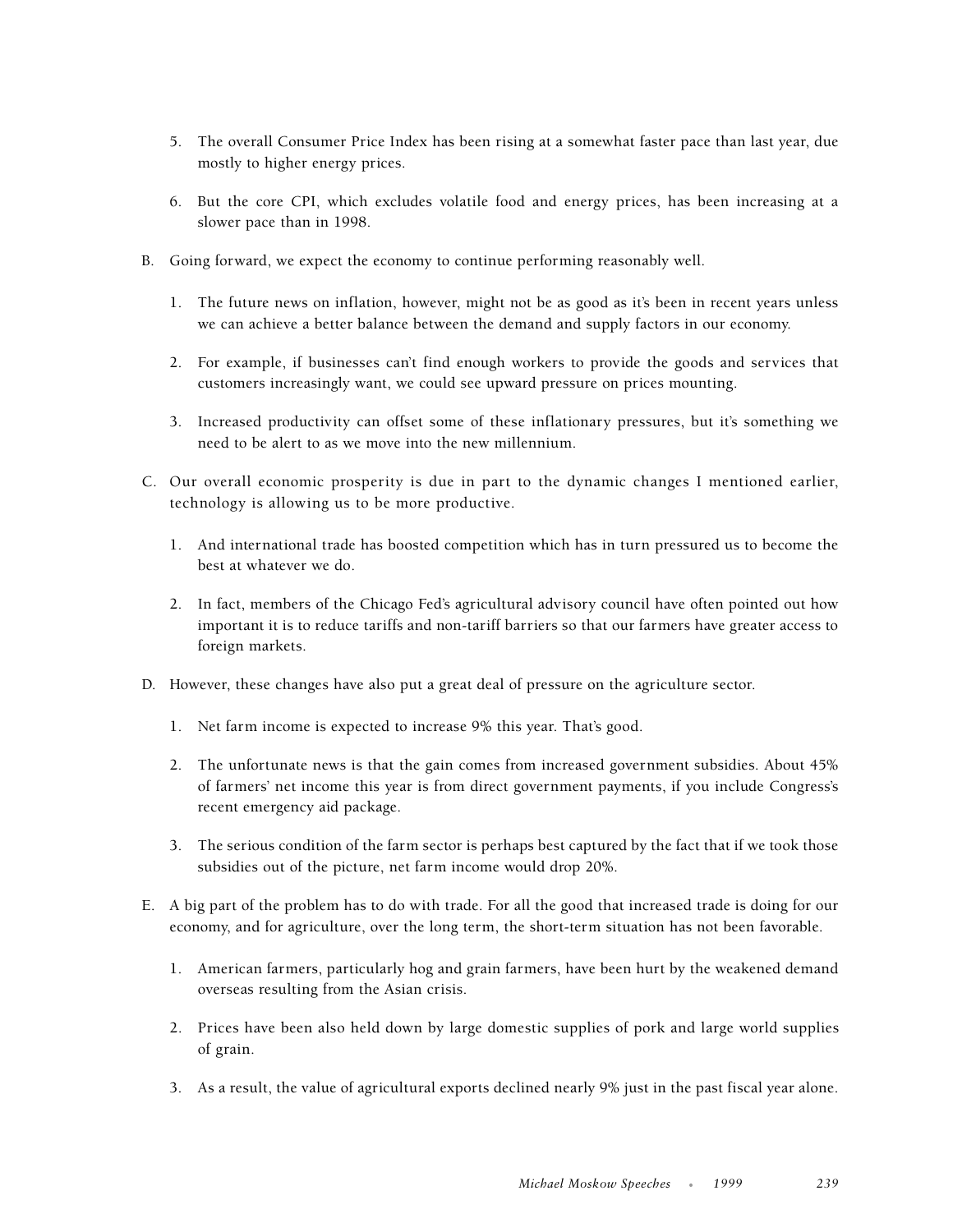5. The overall Consumer Price Index has been rising at a somewhat faster pace than last year, due mostly to higher energy prices.

6. But the core CPI, which excludes volatile food and energy prices, has been increasing at a slower pace than in 1998.

B. Going forward, we expect the economy to continue performing reasonably well.

   1. The future news on inflation, however, might not be as good as it's been in recent years unless we can achieve a better balance between the demand and supply factors in our economy.

   2. For example, if businesses can't find enough workers to provide the goods and services that customers increasingly want, we could see upward pressure on prices mounting.

   3. Increased productivity can offset some of these inflationary pressures, but it's something we need to be alert to as we move into the new millennium.

C. Our overall economic prosperity is due in part to the dynamic changes I mentioned earlier, technology is allowing us to be more productive.

   1. And international trade has boosted competition which has in turn pressured us to become the best at whatever we do.

   2. In fact, members of the Chicago Fed's agricultural advisory council have often pointed out how important it is to reduce tariffs and non-tariff barriers so that our farmers have greater access to foreign markets.

D. However, these changes have also put a great deal of pressure on the agriculture sector.

   1. Net farm income is expected to increase 9% this year. That's good.

   2. The unfortunate news is that the gain comes from increased government subsidies. About 45% of farmers' net income this year is from direct government payments, if you include Congress's recent emergency aid package.

   3. The serious condition of the farm sector is perhaps best captured by the fact that if we took those subsidies out of the picture, net farm income would drop 20%.

E. A big part of the problem has to do with trade. For all the good that increased trade is doing for our economy, and for agriculture, over the long term, the short-term situation has not been favorable.

   1. American farmers, particularly hog and grain farmers, have been hurt by the weakened demand overseas resulting from the Asian crisis.

   2. Prices have been also held down by large domestic supplies of pork and large world supplies of grain.

   3. As a result, the value of agricultural exports declined nearly 9% just in the past fiscal year alone.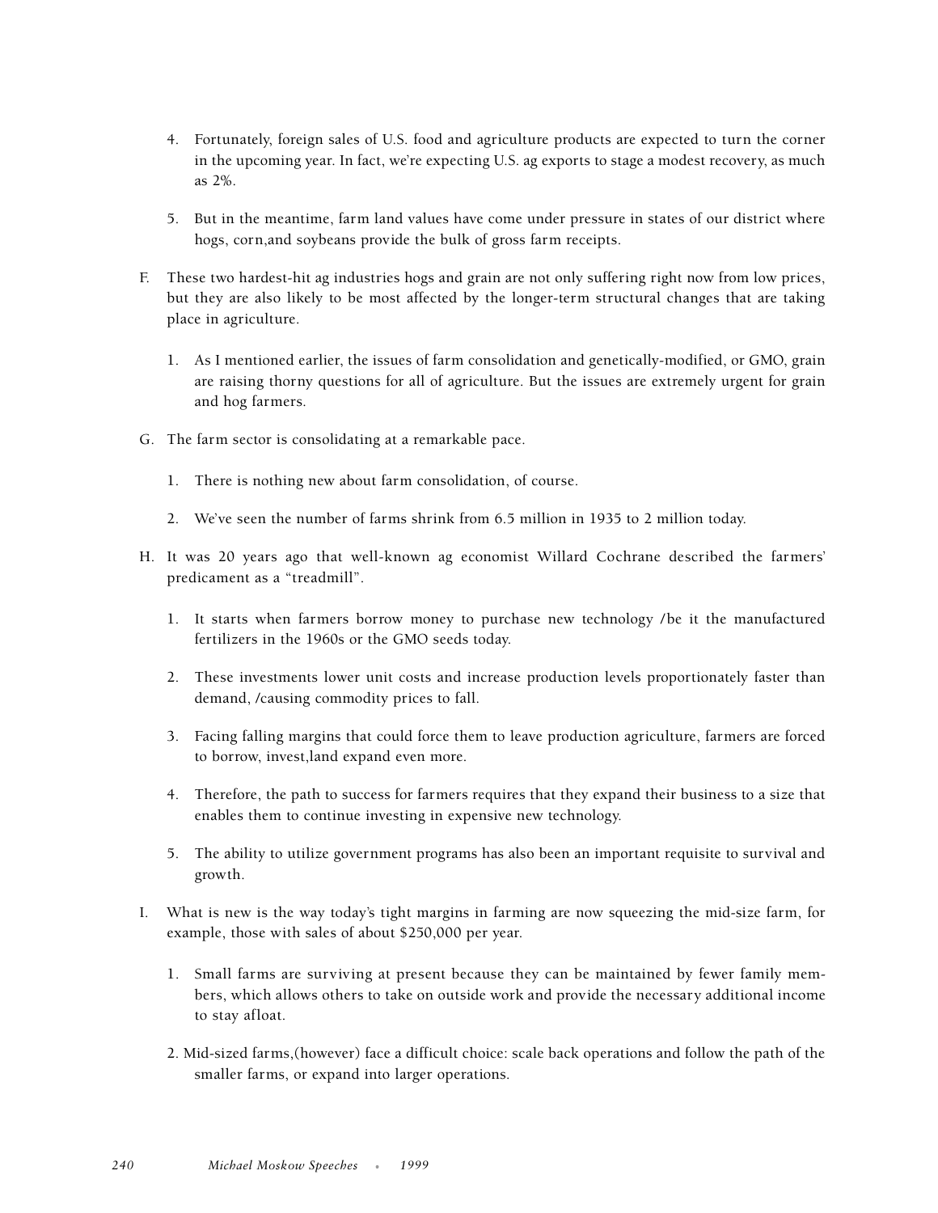4. Fortunately, foreign sales of U.S. food and agriculture products are expected to turn the corner in the upcoming year. In fact, we're expecting U.S. ag exports to stage a modest recovery, as much as 2%.

5. But in the meantime, farm land values have come under pressure in states of our district where hogs, corn,and soybeans provide the bulk of gross farm receipts.

F. These two hardest-hit ag industries hogs and grain are not only suffering right now from low prices, but they are also likely to be most affected by the longer-term structural changes that are taking place in agriculture.

1. As I mentioned earlier, the issues of farm consolidation and genetically-modified, or GMO, grain are raising thorny questions for all of agriculture. But the issues are extremely urgent for grain and hog farmers.

G. The farm sector is consolidating at a remarkable pace.

1. There is nothing new about farm consolidation, of course.

2. We've seen the number of farms shrink from 6.5 million in 1935 to 2 million today.

H. It was 20 years ago that well-known ag economist Willard Cochrane described the farmers' predicament as a "treadmill".

1. It starts when farmers borrow money to purchase new technology /be it the manufactured fertilizers in the 1960s or the GMO seeds today.

2. These investments lower unit costs and increase production levels proportionately faster than demand, /causing commodity prices to fall.

3. Facing falling margins that could force them to leave production agriculture, farmers are forced to borrow, invest,land expand even more.

4. Therefore, the path to success for farmers requires that they expand their business to a size that enables them to continue investing in expensive new technology.

5. The ability to utilize government programs has also been an important requisite to survival and growth.

I. What is new is the way today's tight margins in farming are now squeezing the mid-size farm, for example, those with sales of about $250,000 per year.

1. Small farms are surviving at present because they can be maintained by fewer family members, which allows others to take on outside work and provide the necessary additional income to stay afloat.

2. Mid-sized farms,(however) face a difficult choice: scale back operations and follow the path of the smaller farms, or expand into larger operations.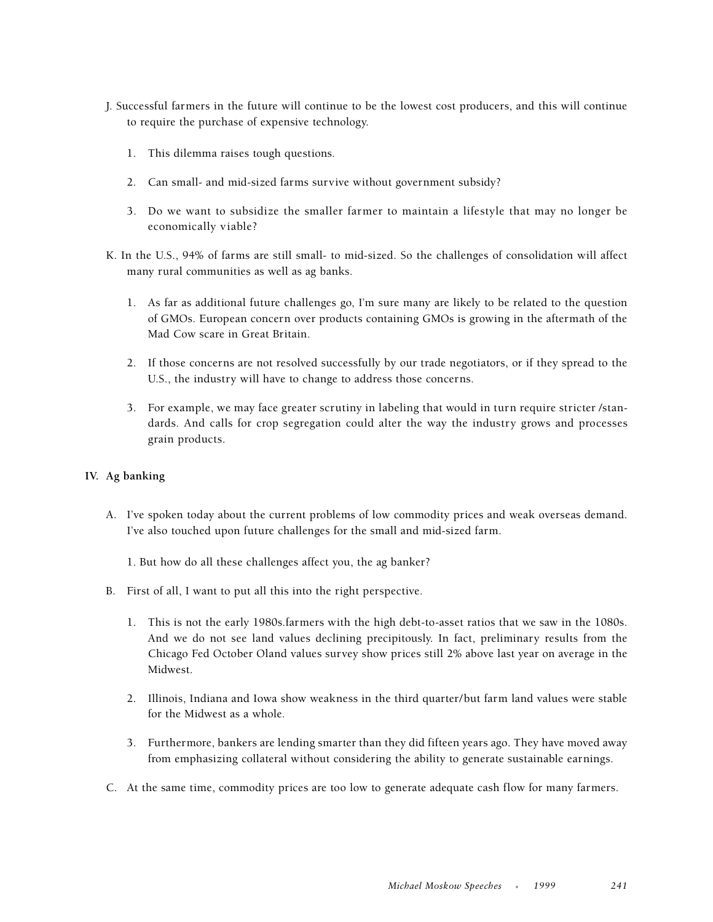J. Successful farmers in the future will continue to be the lowest cost producers, and this will continue to require the purchase of expensive technology.

   1. This dilemma raises tough questions.

   2. Can small- and mid-sized farms survive without government subsidy?

   3. Do we want to subsidize the smaller farmer to maintain a lifestyle that may no longer be economically viable?

K. In the U.S., 94% of farms are still small- to mid-sized. So the challenges of consolidation will affect many rural communities as well as ag banks.

   1. As far as additional future challenges go, I'm sure many are likely to be related to the question of GMOs. European concern over products containing GMOs is growing in the aftermath of the Mad Cow scare in Great Britain.

   2. If those concerns are not resolved successfully by our trade negotiators, or if they spread to the U.S., the industry will have to change to address those concerns.

   3. For example, we may face greater scrutiny in labeling that would in turn require stricter /standards. And calls for crop segregation could alter the way the industry grows and processes grain products.

## IV. Ag banking

A. I've spoken today about the current problems of low commodity prices and weak overseas demand. I've also touched upon future challenges for the small and mid-sized farm.

   1. But how do all these challenges affect you, the ag banker?

B. First of all, I want to put all this into the right perspective.

   1. This is not the early 1980s.farmers with the high debt-to-asset ratios that we saw in the 1080s. And we do not see land values declining precipitously. In fact, preliminary results from the Chicago Fed October Oland values survey show prices still 2% above last year on average in the Midwest.

   2. Illinois, Indiana and Iowa show weakness in the third quarter/but farm land values were stable for the Midwest as a whole.

   3. Furthermore, bankers are lending smarter than they did fifteen years ago. They have moved away from emphasizing collateral without considering the ability to generate sustainable earnings.

C. At the same time, commodity prices are too low to generate adequate cash flow for many farmers.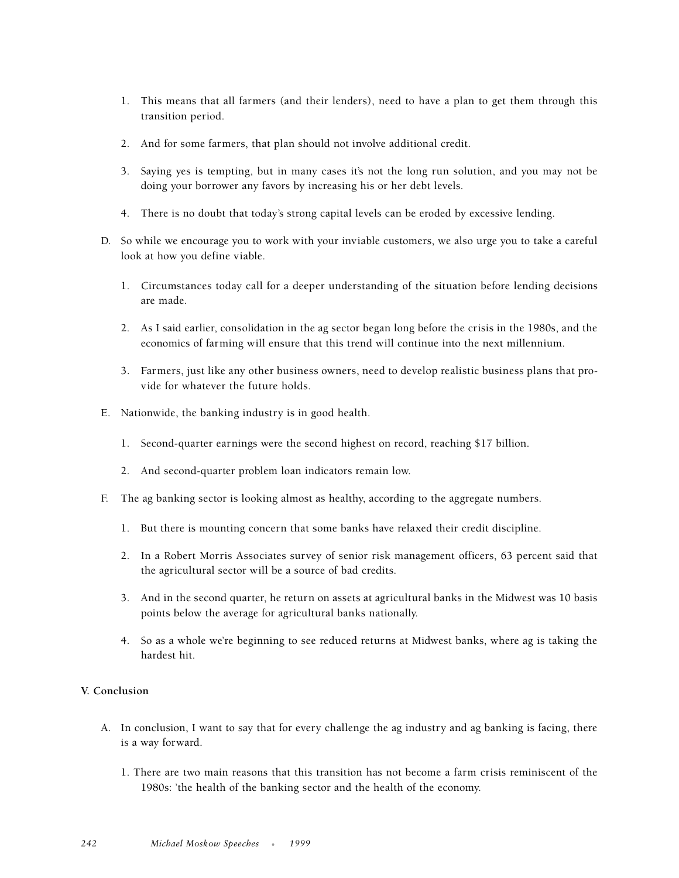1. This means that all farmers (and their lenders), need to have a plan to get them through this transition period.

2. And for some farmers, that plan should not involve additional credit.

3. Saying yes is tempting, but in many cases it's not the long run solution, and you may not be doing your borrower any favors by increasing his or her debt levels.

4. There is no doubt that today's strong capital levels can be eroded by excessive lending.

D. So while we encourage you to work with your inviable customers, we also urge you to take a careful look at how you define viable.

1. Circumstances today call for a deeper understanding of the situation before lending decisions are made.

2. As I said earlier, consolidation in the ag sector began long before the crisis in the 1980s, and the economics of farming will ensure that this trend will continue into the next millennium.

3. Farmers, just like any other business owners, need to develop realistic business plans that provide for whatever the future holds.

E. Nationwide, the banking industry is in good health.

1. Second-quarter earnings were the second highest on record, reaching $17 billion.

2. And second-quarter problem loan indicators remain low.

F. The ag banking sector is looking almost as healthy, according to the aggregate numbers.

1. But there is mounting concern that some banks have relaxed their credit discipline.

2. In a Robert Morris Associates survey of senior risk management officers, 63 percent said that the agricultural sector will be a source of bad credits.

3. And in the second quarter, he return on assets at agricultural banks in the Midwest was 10 basis points below the average for agricultural banks nationally.

4. So as a whole we're beginning to see reduced returns at Midwest banks, where ag is taking the hardest hit.

**V. Conclusion**

A. In conclusion, I want to say that for every challenge the ag industry and ag banking is facing, there is a way forward.

1. There are two main reasons that this transition has not become a farm crisis reminiscent of the 1980s: 'the health of the banking sector and the health of the economy.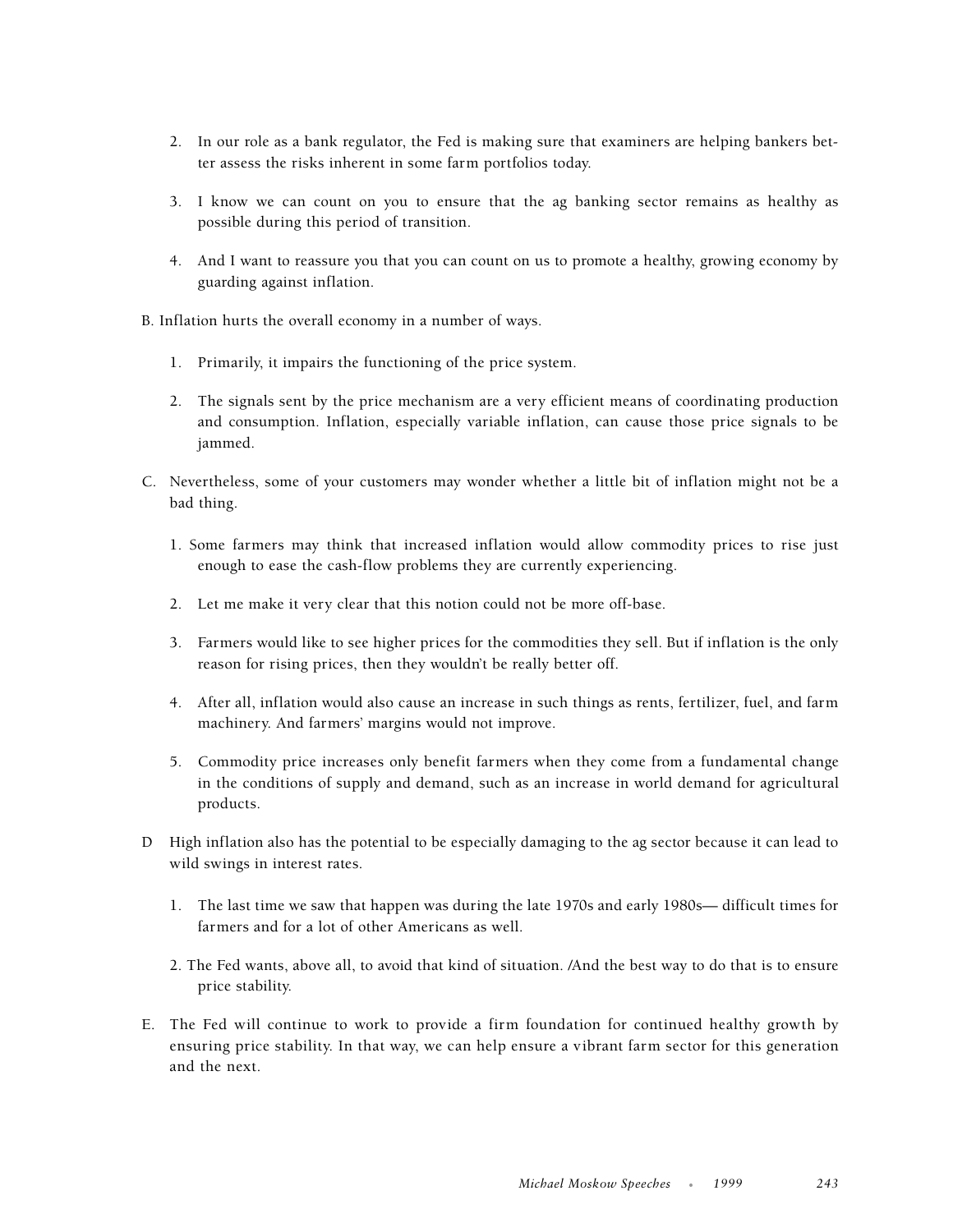2. In our role as a bank regulator, the Fed is making sure that examiners are helping bankers better assess the risks inherent in some farm portfolios today.

3. I know we can count on you to ensure that the ag banking sector remains as healthy as possible during this period of transition.

4. And I want to reassure you that you can count on us to promote a healthy, growing economy by guarding against inflation.

B. Inflation hurts the overall economy in a number of ways.

1. Primarily, it impairs the functioning of the price system.

2. The signals sent by the price mechanism are a very efficient means of coordinating production and consumption. Inflation, especially variable inflation, can cause those price signals to be jammed.

C. Nevertheless, some of your customers may wonder whether a little bit of inflation might not be a bad thing.

1. Some farmers may think that increased inflation would allow commodity prices to rise just enough to ease the cash-flow problems they are currently experiencing.

2. Let me make it very clear that this notion could not be more off-base.

3. Farmers would like to see higher prices for the commodities they sell. But if inflation is the only reason for rising prices, then they wouldn't be really better off.

4. After all, inflation would also cause an increase in such things as rents, fertilizer, fuel, and farm machinery. And farmers' margins would not improve.

5. Commodity price increases only benefit farmers when they come from a fundamental change in the conditions of supply and demand, such as an increase in world demand for agricultural products.

D High inflation also has the potential to be especially damaging to the ag sector because it can lead to wild swings in interest rates.

1. The last time we saw that happen was during the late 1970s and early 1980s— difficult times for farmers and for a lot of other Americans as well.

2. The Fed wants, above all, to avoid that kind of situation. /And the best way to do that is to ensure price stability.

E. The Fed will continue to work to provide a firm foundation for continued healthy growth by ensuring price stability. In that way, we can help ensure a vibrant farm sector for this generation and the next.